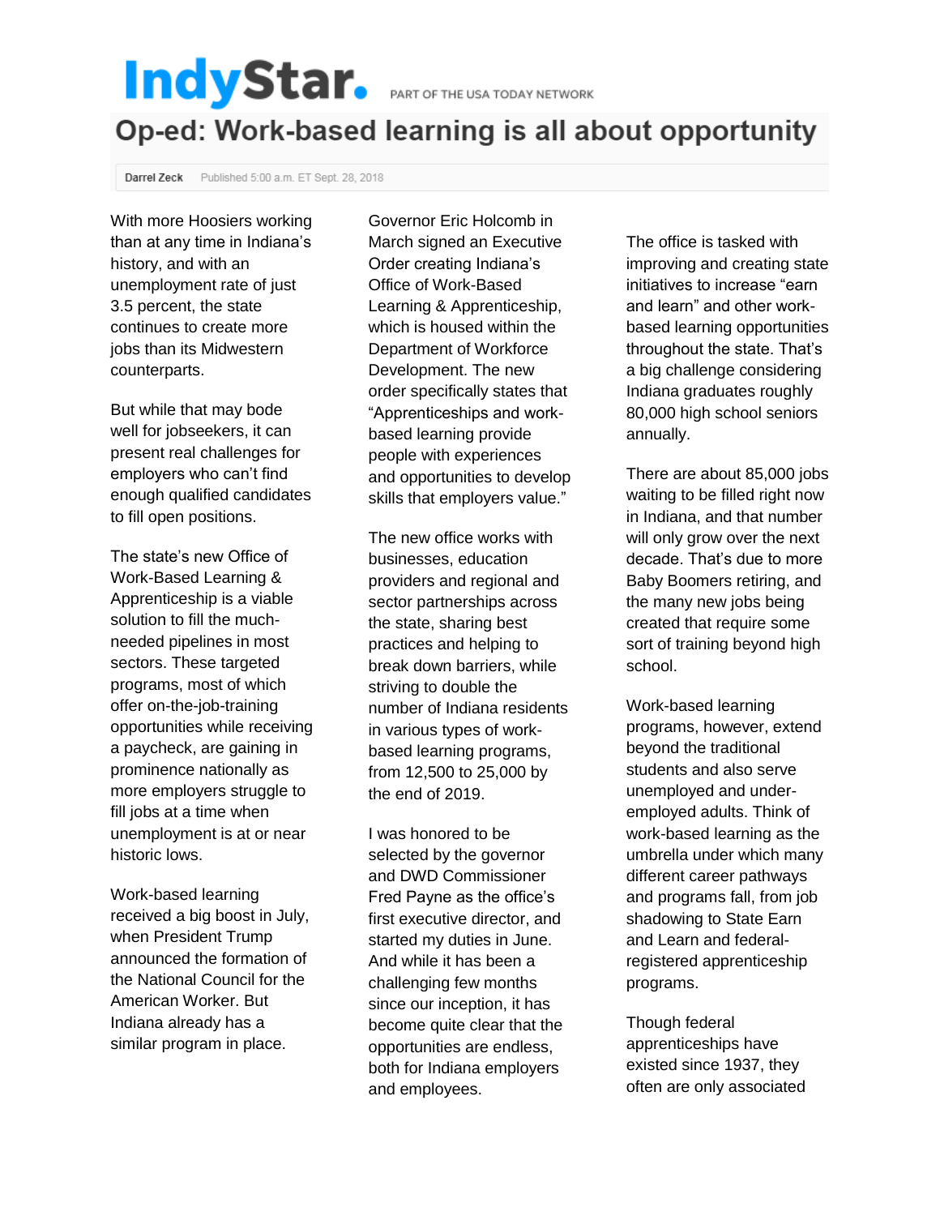IndyStar. PART OF THE USA TODAY NETWORK

# Op-ed: Work-based learning is all about opportunity

Darrel Zeck Published 5:00 a.m. ET Sept. 28, 2018

With more Hoosiers working than at any time in Indiana's history, and with an unemployment rate of just 3.5 percent, the state continues to create more jobs than its Midwestern counterparts.

But while that may bode well for jobseekers, it can present real challenges for employers who can't find enough qualified candidates to fill open positions.

The state's new Office of Work-Based Learning & Apprenticeship is a viable solution to fill the much-needed pipelines in most sectors. These targeted programs, most of which offer on-the-job-training opportunities while receiving a paycheck, are gaining in prominence nationally as more employers struggle to fill jobs at a time when unemployment is at or near historic lows.

Work-based learning received a big boost in July, when President Trump announced the formation of the National Council for the American Worker. But Indiana already has a similar program in place.

Governor Eric Holcomb in March signed an Executive Order creating Indiana's Office of Work-Based Learning & Apprenticeship, which is housed within the Department of Workforce Development. The new order specifically states that "Apprenticeships and work-based learning provide people with experiences and opportunities to develop skills that employers value."

The new office works with businesses, education providers and regional and sector partnerships across the state, sharing best practices and helping to break down barriers, while striving to double the number of Indiana residents in various types of work-based learning programs, from 12,500 to 25,000 by the end of 2019.

I was honored to be selected by the governor and DWD Commissioner Fred Payne as the office's first executive director, and started my duties in June. And while it has been a challenging few months since our inception, it has become quite clear that the opportunities are endless, both for Indiana employers and employees.

The office is tasked with improving and creating state initiatives to increase "earn and learn" and other work-based learning opportunities throughout the state. That's a big challenge considering Indiana graduates roughly 80,000 high school seniors annually.

There are about 85,000 jobs waiting to be filled right now in Indiana, and that number will only grow over the next decade. That's due to more Baby Boomers retiring, and the many new jobs being created that require some sort of training beyond high school.

Work-based learning programs, however, extend beyond the traditional students and also serve unemployed and under-employed adults. Think of work-based learning as the umbrella under which many different career pathways and programs fall, from job shadowing to State Earn and Learn and federal-registered apprenticeship programs.

Though federal apprenticeships have existed since 1937, they often are only associated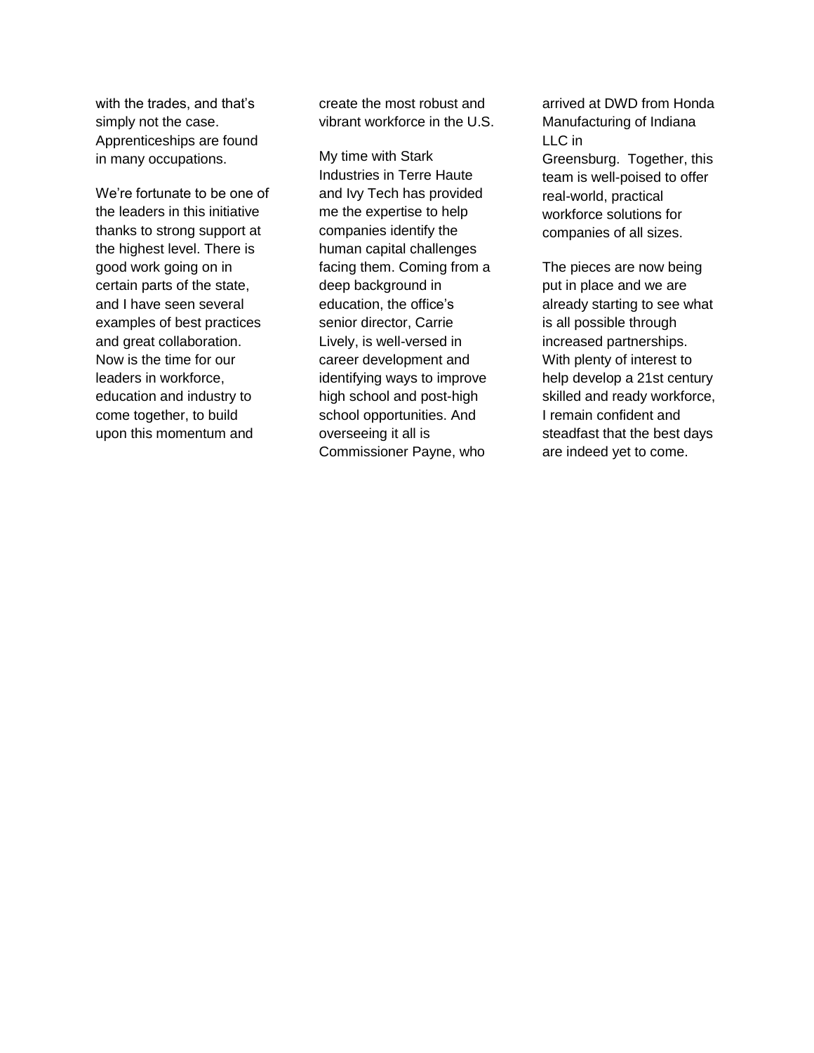with the trades, and that's simply not the case. Apprenticeships are found in many occupations.

We're fortunate to be one of the leaders in this initiative thanks to strong support at the highest level. There is good work going on in certain parts of the state, and I have seen several examples of best practices and great collaboration. Now is the time for our leaders in workforce, education and industry to come together, to build upon this momentum and create the most robust and vibrant workforce in the U.S.

My time with Stark Industries in Terre Haute and Ivy Tech has provided me the expertise to help companies identify the human capital challenges facing them. Coming from a deep background in education, the office's senior director, Carrie Lively, is well-versed in career development and identifying ways to improve high school and post-high school opportunities. And overseeing it all is Commissioner Payne, who arrived at DWD from Honda Manufacturing of Indiana LLC in Greensburg. Together, this team is well-poised to offer real-world, practical workforce solutions for companies of all sizes.

The pieces are now being put in place and we are already starting to see what is all possible through increased partnerships. With plenty of interest to help develop a 21st century skilled and ready workforce, I remain confident and steadfast that the best days are indeed yet to come.